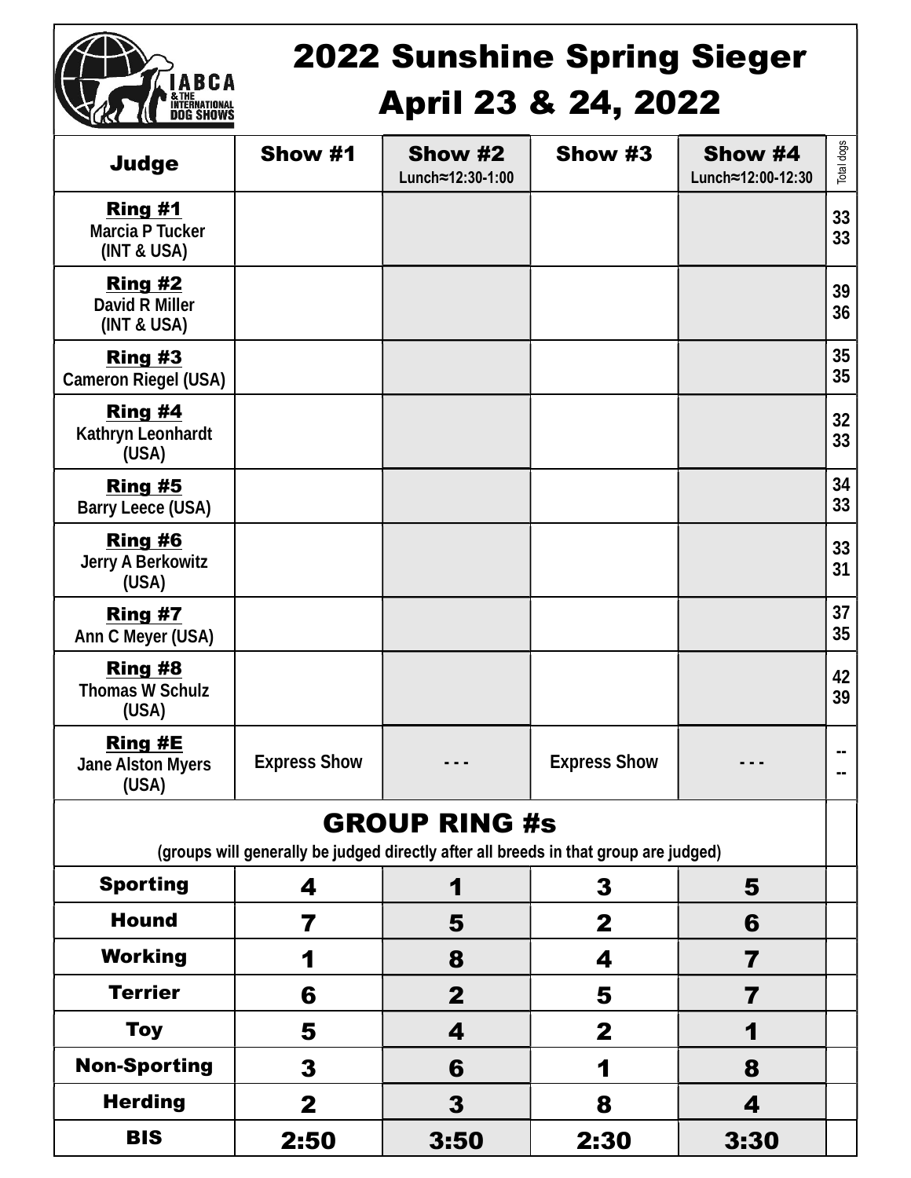# 2022 Sunshine Spring Sieger

## April 23 & 24, 2022

| Judge | Show #1 | Show #2 Lunch≈12:30-1:00 | Show #3 | Show #4 Lunch≈12:00-12:30 | Total dogs |
|---|---|---|---|---|---|
| **Ring #1** Marcia P Tucker (INT & USA) | | | | | 33 33 |
| **Ring #2** David R Miller (INT & USA) | | | | | 39 36 |
| **Ring #3** Cameron Riegel (USA) | | | | | 35 35 |
| **Ring #4** Kathryn Leonhardt (USA) | | | | | 32 33 |
| **Ring #5** Barry Leece (USA) | | | | | 34 33 |
| **Ring #6** Jerry A Berkowitz (USA) | | | | | 33 31 |
| **Ring #7** Ann C Meyer (USA) | | | | | 37 35 |
| **Ring #8** Thomas W Schulz (USA) | | | | | 42 39 |
| **Ring #E** Jane Alston Myers (USA) | Express Show | - - - | Express Show | - - - | -- -- |
| **GROUP RING #s** (groups will generally be judged directly after all breeds in that group are judged) | | | | | |
| **Sporting** | 4 | 1 | 3 | 5 | |
| **Hound** | 7 | 5 | 2 | 6 | |
| **Working** | 1 | 8 | 4 | 7 | |
| **Terrier** | 6 | 2 | 5 | 7 | |
| **Toy** | 5 | 4 | 2 | 1 | |
| **Non-Sporting** | 3 | 6 | 1 | 8 | |
| **Herding** | 2 | 3 | 8 | 4 | |
| **BIS** | 2:50 | 3:50 | 2:30 | 3:30 | |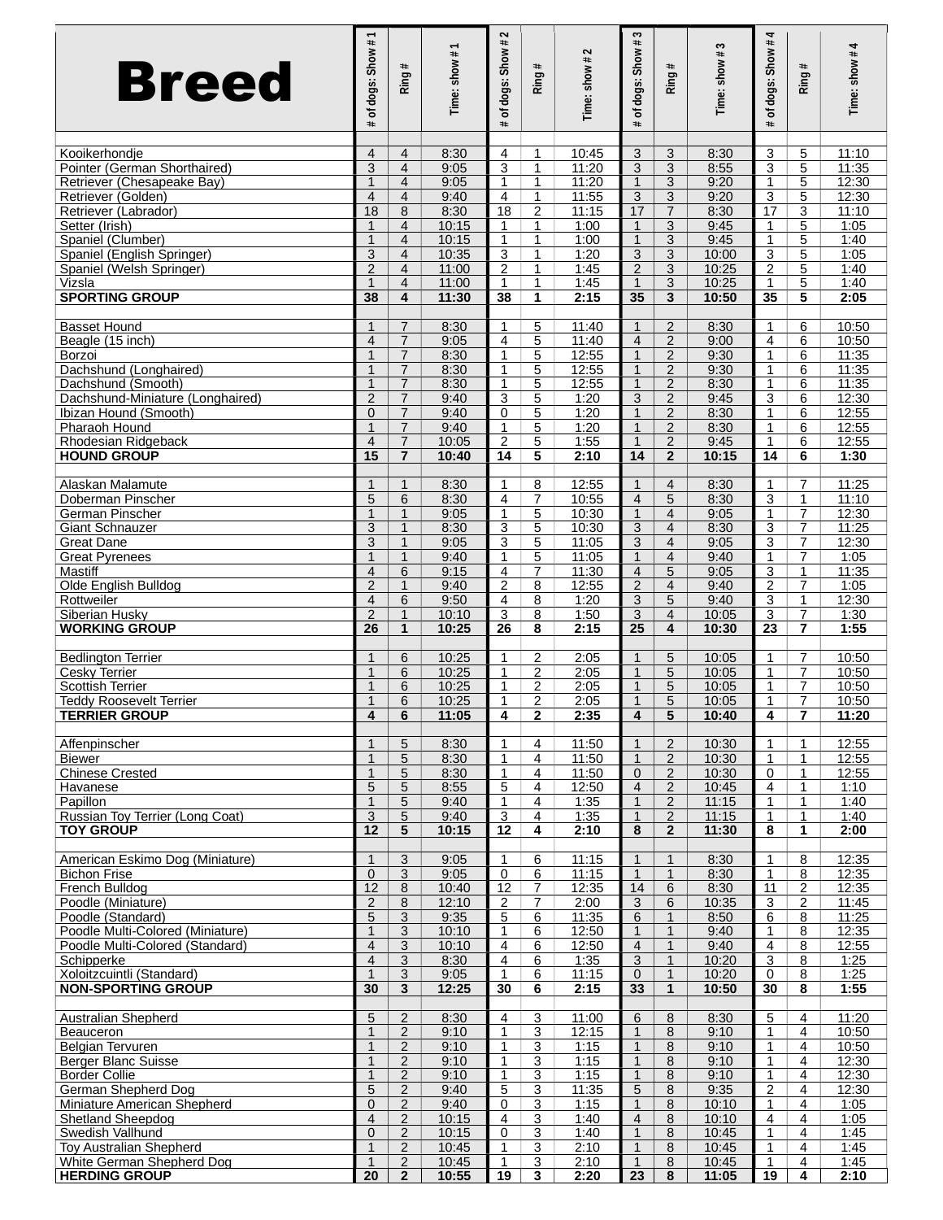| Breed | # of dogs: Show # 1 | Ring # | Time: show # 1 | # of dogs: Show # 2 | Ring # | Time: show # 2 | # of dogs: Show # 3 | Ring # | Time: show # 3 | # of dogs: Show # 4 | Ring # | Time: show # 4 |
|---|---|---|---|---|---|---|---|---|---|---|---|---|
| | | | | | | | | | | | | |
| Kooikerhondje | 4 | 4 | 8:30 | 4 | 1 | 10:45 | 3 | 3 | 8:30 | 3 | 5 | 11:10 |
| Pointer (German Shorthaired) | 3 | 4 | 9:05 | 3 | 1 | 11:20 | 3 | 3 | 8:55 | 3 | 5 | 11:35 |
| Retriever (Chesapeake Bay) | 1 | 4 | 9:05 | 1 | 1 | 11:20 | 1 | 3 | 9:20 | 1 | 5 | 12:30 |
| Retriever (Golden) | 4 | 4 | 9:40 | 4 | 1 | 11:55 | 3 | 3 | 9:20 | 3 | 5 | 12:30 |
| Retriever (Labrador) | 18 | 8 | 8:30 | 18 | 2 | 11:15 | 17 | 7 | 8:30 | 17 | 3 | 11:10 |
| Setter (Irish) | 1 | 4 | 10:15 | 1 | 1 | 1:00 | 1 | 3 | 9:45 | 1 | 5 | 1:05 |
| Spaniel (Clumber) | 1 | 4 | 10:15 | 1 | 1 | 1:00 | 1 | 3 | 9:45 | 1 | 5 | 1:40 |
| Spaniel (English Springer) | 3 | 4 | 10:35 | 3 | 1 | 1:20 | 3 | 3 | 10:00 | 3 | 5 | 1:05 |
| Spaniel (Welsh Springer) | 2 | 4 | 11:00 | 2 | 1 | 1:45 | 2 | 3 | 10:25 | 2 | 5 | 1:40 |
| Vizsla | 1 | 4 | 11:00 | 1 | 1 | 1:45 | 1 | 3 | 10:25 | 1 | 5 | 1:40 |
| **SPORTING GROUP** | **38** | **4** | **11:30** | **38** | **1** | **2:15** | **35** | **3** | **10:50** | **35** | **5** | **2:05** |
| | | | | | | | | | | | | |
| Basset Hound | 1 | 7 | 8:30 | 1 | 5 | 11:40 | 1 | 2 | 8:30 | 1 | 6 | 10:50 |
| Beagle (15 inch) | 4 | 7 | 9:05 | 4 | 5 | 11:40 | 4 | 2 | 9:00 | 4 | 6 | 10:50 |
| Borzoi | 1 | 7 | 8:30 | 1 | 5 | 12:55 | 1 | 2 | 9:30 | 1 | 6 | 11:35 |
| Dachshund (Longhaired) | 1 | 7 | 8:30 | 1 | 5 | 12:55 | 1 | 2 | 9:30 | 1 | 6 | 11:35 |
| Dachshund (Smooth) | 1 | 7 | 8:30 | 1 | 5 | 12:55 | 1 | 2 | 8:30 | 1 | 6 | 11:35 |
| Dachshund-Miniature (Longhaired) | 2 | 7 | 9:40 | 3 | 5 | 1:20 | 3 | 2 | 9:45 | 3 | 6 | 12:30 |
| Ibizan Hound (Smooth) | 0 | 7 | 9:40 | 0 | 5 | 1:20 | 1 | 2 | 8:30 | 1 | 6 | 12:55 |
| Pharaoh Hound | 1 | 7 | 9:40 | 1 | 5 | 1:20 | 1 | 2 | 8:30 | 1 | 6 | 12:55 |
| Rhodesian Ridgeback | 4 | 7 | 10:05 | 2 | 5 | 1:55 | 1 | 2 | 9:45 | 1 | 6 | 12:55 |
| **HOUND GROUP** | **15** | **7** | **10:40** | **14** | **5** | **2:10** | **14** | **2** | **10:15** | **14** | **6** | **1:30** |
| | | | | | | | | | | | | |
| Alaskan Malamute | 1 | 1 | 8:30 | 1 | 8 | 12:55 | 1 | 4 | 8:30 | 1 | 7 | 11:25 |
| Doberman Pinscher | 5 | 6 | 8:30 | 4 | 7 | 10:55 | 4 | 5 | 8:30 | 3 | 1 | 11:10 |
| German Pinscher | 1 | 1 | 9:05 | 1 | 5 | 10:30 | 1 | 4 | 9:05 | 1 | 7 | 12:30 |
| Giant Schnauzer | 3 | 1 | 8:30 | 3 | 5 | 10:30 | 3 | 4 | 8:30 | 3 | 7 | 11:25 |
| Great Dane | 3 | 1 | 9:05 | 3 | 5 | 11:05 | 3 | 4 | 9:05 | 3 | 7 | 12:30 |
| Great Pyrenees | 1 | 1 | 9:40 | 1 | 5 | 11:05 | 1 | 4 | 9:40 | 1 | 7 | 1:05 |
| Mastiff | 4 | 6 | 9:15 | 4 | 7 | 11:30 | 4 | 5 | 9:05 | 3 | 1 | 11:35 |
| Olde English Bulldog | 2 | 1 | 9:40 | 2 | 8 | 12:55 | 2 | 4 | 9:40 | 2 | 7 | 1:05 |
| Rottweiler | 4 | 6 | 9:50 | 4 | 8 | 1:20 | 3 | 5 | 9:40 | 3 | 1 | 12:30 |
| Siberian Husky | 2 | 1 | 10:10 | 3 | 8 | 1:50 | 3 | 4 | 10:05 | 3 | 7 | 1:30 |
| **WORKING GROUP** | **26** | **1** | **10:25** | **26** | **8** | **2:15** | **25** | **4** | **10:30** | **23** | **7** | **1:55** |
| | | | | | | | | | | | | |
| Bedlington Terrier | 1 | 6 | 10:25 | 1 | 2 | 2:05 | 1 | 5 | 10:05 | 1 | 7 | 10:50 |
| Cesky Terrier | 1 | 6 | 10:25 | 1 | 2 | 2:05 | 1 | 5 | 10:05 | 1 | 7 | 10:50 |
| Scottish Terrier | 1 | 6 | 10:25 | 1 | 2 | 2:05 | 1 | 5 | 10:05 | 1 | 7 | 10:50 |
| Teddy Roosevelt Terrier | 1 | 6 | 10:25 | 1 | 2 | 2:05 | 1 | 5 | 10:05 | 1 | 7 | 10:50 |
| **TERRIER GROUP** | **4** | **6** | **11:05** | **4** | **2** | **2:35** | **4** | **5** | **10:40** | **4** | **7** | **11:20** |
| | | | | | | | | | | | | |
| Affenpinscher | 1 | 5 | 8:30 | 1 | 4 | 11:50 | 1 | 2 | 10:30 | 1 | 1 | 12:55 |
| Biewer | 1 | 5 | 8:30 | 1 | 4 | 11:50 | 1 | 2 | 10:30 | 1 | 1 | 12:55 |
| Chinese Crested | 1 | 5 | 8:30 | 1 | 4 | 11:50 | 0 | 2 | 10:30 | 0 | 1 | 12:55 |
| Havanese | 5 | 5 | 8:55 | 5 | 4 | 12:50 | 4 | 2 | 10:45 | 4 | 1 | 1:10 |
| Papillon | 1 | 5 | 9:40 | 1 | 4 | 1:35 | 1 | 2 | 11:15 | 1 | 1 | 1:40 |
| Russian Toy Terrier (Long Coat) | 3 | 5 | 9:40 | 3 | 4 | 1:35 | 1 | 2 | 11:15 | 1 | 1 | 1:40 |
| **TOY GROUP** | **12** | **5** | **10:15** | **12** | **4** | **2:10** | **8** | **2** | **11:30** | **8** | **1** | **2:00** |
| | | | | | | | | | | | | |
| American Eskimo Dog (Miniature) | 1 | 3 | 9:05 | 1 | 6 | 11:15 | 1 | 1 | 8:30 | 1 | 8 | 12:35 |
| Bichon Frise | 0 | 3 | 9:05 | 0 | 6 | 11:15 | 1 | 1 | 8:30 | 1 | 8 | 12:35 |
| French Bulldog | 12 | 8 | 10:40 | 12 | 7 | 12:35 | 14 | 6 | 8:30 | 11 | 2 | 12:35 |
| Poodle (Miniature) | 2 | 8 | 12:10 | 2 | 7 | 2:00 | 3 | 6 | 10:35 | 3 | 2 | 11:45 |
| Poodle (Standard) | 5 | 3 | 9:35 | 5 | 6 | 11:35 | 6 | 1 | 8:50 | 6 | 8 | 11:25 |
| Poodle Multi-Colored (Miniature) | 1 | 3 | 10:10 | 1 | 6 | 12:50 | 1 | 1 | 9:40 | 1 | 8 | 12:35 |
| Poodle Multi-Colored (Standard) | 4 | 3 | 10:10 | 4 | 6 | 12:50 | 4 | 1 | 9:40 | 4 | 8 | 12:55 |
| Schipperke | 4 | 3 | 8:30 | 4 | 6 | 1:35 | 3 | 1 | 10:20 | 3 | 8 | 1:25 |
| Xoloitzcuintli (Standard) | 1 | 3 | 9:05 | 1 | 6 | 11:15 | 0 | 1 | 10:20 | 0 | 8 | 1:25 |
| **NON-SPORTING GROUP** | **30** | **3** | **12:25** | **30** | **6** | **2:15** | **33** | **1** | **10:50** | **30** | **8** | **1:55** |
| | | | | | | | | | | | | |
| Australian Shepherd | 5 | 2 | 8:30 | 4 | 3 | 11:00 | 6 | 8 | 8:30 | 5 | 4 | 11:20 |
| Beauceron | 1 | 2 | 9:10 | 1 | 3 | 12:15 | 1 | 8 | 9:10 | 1 | 4 | 10:50 |
| Belgian Tervuren | 1 | 2 | 9:10 | 1 | 3 | 1:15 | 1 | 8 | 9:10 | 1 | 4 | 10:50 |
| Berger Blanc Suisse | 1 | 2 | 9:10 | 1 | 3 | 1:15 | 1 | 8 | 9:10 | 1 | 4 | 12:30 |
| Border Collie | 1 | 2 | 9:10 | 1 | 3 | 1:15 | 1 | 8 | 9:10 | 1 | 4 | 12:30 |
| German Shepherd Dog | 5 | 2 | 9:40 | 5 | 3 | 11:35 | 5 | 8 | 9:35 | 2 | 4 | 12:30 |
| Miniature American Shepherd | 0 | 2 | 9:40 | 0 | 3 | 1:15 | 1 | 8 | 10:10 | 1 | 4 | 1:05 |
| Shetland Sheepdog | 4 | 2 | 10:15 | 4 | 3 | 1:40 | 4 | 8 | 10:10 | 4 | 4 | 1:05 |
| Swedish Vallhund | 0 | 2 | 10:15 | 0 | 3 | 1:40 | 1 | 8 | 10:45 | 1 | 4 | 1:45 |
| Toy Australian Shepherd | 1 | 2 | 10:45 | 1 | 3 | 2:10 | 1 | 8 | 10:45 | 1 | 4 | 1:45 |
| White German Shepherd Dog | 1 | 2 | 10:45 | 1 | 3 | 2:10 | 1 | 8 | 10:45 | 1 | 4 | 1:45 |
| **HERDING GROUP** | **20** | **2** | **10:55** | **19** | **3** | **2:20** | **23** | **8** | **11:05** | **19** | **4** | **2:10** |